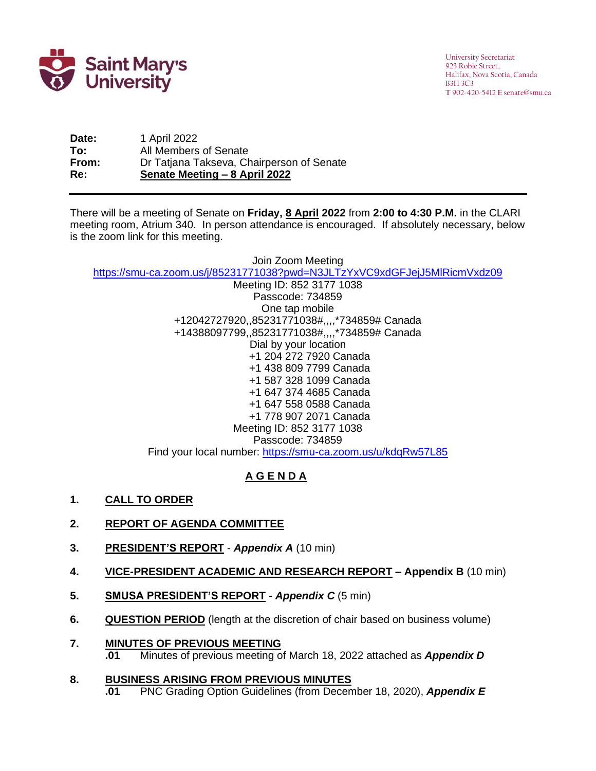Saint Mary's University

University Secretariat
923 Robie Street,
Halifax, Nova Scotia, Canada
B3H 3C3
T 902-420-5412 E senate@smu.ca

**Date:** 1 April 2022
**To:** All Members of Senate
**From:** Dr Tatjana Takseva, Chairperson of Senate
**Re:** **Senate Meeting – 8 April 2022**

---

There will be a meeting of Senate on **Friday, 8 April 2022** from **2:00 to 4:30 P.M.** in the CLARI meeting room, Atrium 340. In person attendance is encouraged. If absolutely necessary, below is the zoom link for this meeting.

Join Zoom Meeting
https://smu-ca.zoom.us/j/85231771038?pwd=N3JLTzYxVC9xdGFJejJ5MlRicmVxdz09
Meeting ID: 852 3177 1038
Passcode: 734859
One tap mobile
+12042727920,,85231771038#,,,,*734859# Canada
+14388097799,,85231771038#,,,,*734859# Canada
Dial by your location
+1 204 272 7920 Canada
+1 438 809 7799 Canada
+1 587 328 1099 Canada
+1 647 374 4685 Canada
+1 647 558 0588 Canada
+1 778 907 2071 Canada
Meeting ID: 852 3177 1038
Passcode: 734859
Find your local number: https://smu-ca.zoom.us/u/kdqRw57L85

## A G E N D A

1. **CALL TO ORDER**

2. **REPORT OF AGENDA COMMITTEE**

3. **PRESIDENT'S REPORT** - ***Appendix A*** (10 min)

4. **VICE-PRESIDENT ACADEMIC AND RESEARCH REPORT – Appendix B** (10 min)

5. **SMUSA PRESIDENT'S REPORT** - ***Appendix C*** (5 min)

6. **QUESTION PERIOD** (length at the discretion of chair based on business volume)

7. **MINUTES OF PREVIOUS MEETING**
   **.01** Minutes of previous meeting of March 18, 2022 attached as ***Appendix D***

8. **BUSINESS ARISING FROM PREVIOUS MINUTES**
   **.01** PNC Grading Option Guidelines (from December 18, 2020), ***Appendix E***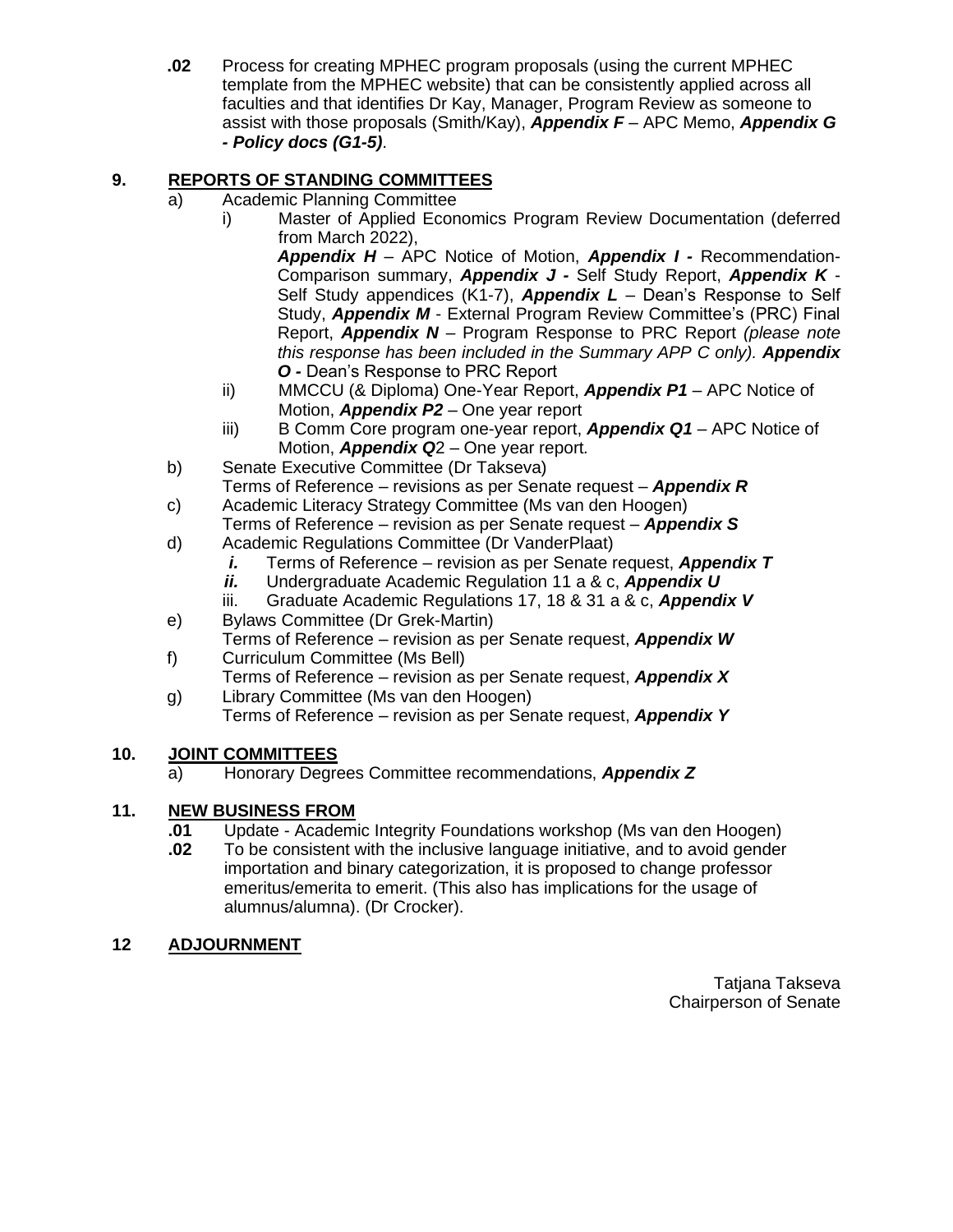**.02** Process for creating MPHEC program proposals (using the current MPHEC template from the MPHEC website) that can be consistently applied across all faculties and that identifies Dr Kay, Manager, Program Review as someone to assist with those proposals (Smith/Kay), ***Appendix F*** – APC Memo, ***Appendix G - Policy docs (G1-5)***.

**9. REPORTS OF STANDING COMMITTEES**

a) Academic Planning Committee

i) Master of Applied Economics Program Review Documentation (deferred from March 2022),
***Appendix H*** – APC Notice of Motion, ***Appendix I -*** Recommendation-Comparison summary, ***Appendix J -*** Self Study Report, ***Appendix K*** - Self Study appendices (K1-7), ***Appendix L*** – Dean's Response to Self Study, ***Appendix M*** - External Program Review Committee's (PRC) Final Report, ***Appendix N*** – Program Response to PRC Report *(please note this response has been included in the Summary APP C only).* ***Appendix O -*** Dean's Response to PRC Report

ii) MMCCU (& Diploma) One-Year Report, ***Appendix P1*** – APC Notice of Motion, ***Appendix P2*** – One year report

iii) B Comm Core program one-year report, ***Appendix Q1*** – APC Notice of Motion, ***Appendix Q***2 – One year report.

b) Senate Executive Committee (Dr Takseva)
Terms of Reference – revisions as per Senate request – ***Appendix R***

c) Academic Literacy Strategy Committee (Ms van den Hoogen)
Terms of Reference – revision as per Senate request – ***Appendix S***

d) Academic Regulations Committee (Dr VanderPlaat)

*i.* Terms of Reference – revision as per Senate request, ***Appendix T***
*ii.* Undergraduate Academic Regulation 11 a & c, ***Appendix U***
iii. Graduate Academic Regulations 17, 18 & 31 a & c, ***Appendix V***

e) Bylaws Committee (Dr Grek-Martin)
Terms of Reference – revision as per Senate request, ***Appendix W***

f) Curriculum Committee (Ms Bell)
Terms of Reference – revision as per Senate request, ***Appendix X***

g) Library Committee (Ms van den Hoogen)
Terms of Reference – revision as per Senate request, ***Appendix Y***

**10. JOINT COMMITTEES**

a) Honorary Degrees Committee recommendations, ***Appendix Z***

**11. NEW BUSINESS FROM**

**.01** Update - Academic Integrity Foundations workshop (Ms van den Hoogen)

**.02** To be consistent with the inclusive language initiative, and to avoid gender importation and binary categorization, it is proposed to change professor emeritus/emerita to emerit. (This also has implications for the usage of alumnus/alumna). (Dr Crocker).

**12 ADJOURNMENT**

Tatjana Takseva
Chairperson of Senate